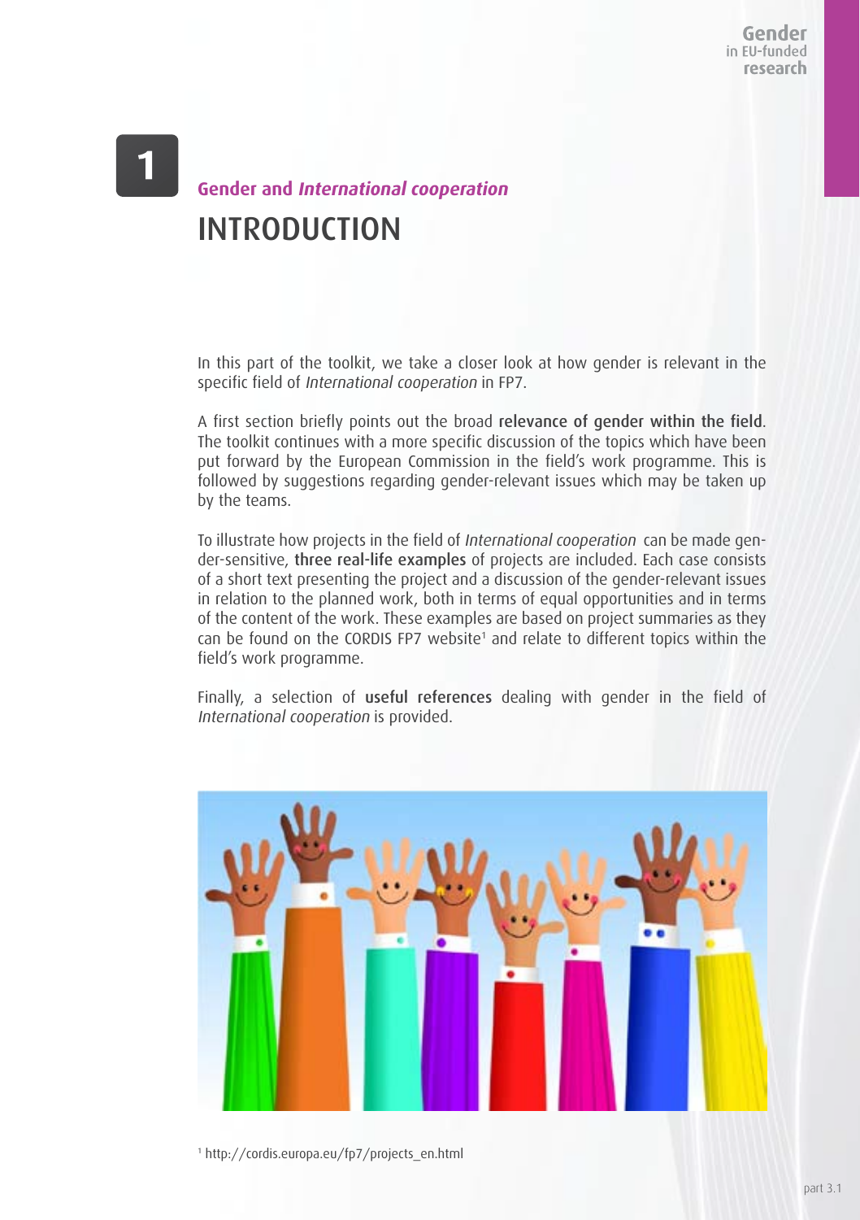# 1

## Gender and *International cooperation*

# INTRODUCTION

In this part of the toolkit, we take a closer look at how gender is relevant in the specific field of *International cooperation* in FP7.

A first section briefly points out the broad **relevance of gender within the field**. The toolkit continues with a more specific discussion of the topics which have been put forward by the European Commission in the field's work programme. This is followed by suggestions regarding gender-relevant issues which may be taken up by the teams.

To illustrate how projects in the field of *International cooperation* can be made gender-sensitive, **three real-life examples** of projects are included. Each case consists of a short text presenting the project and a discussion of the gender-relevant issues in relation to the planned work, both in terms of equal opportunities and in terms of the content of the work. These examples are based on project summaries as they can be found on the CORDIS FP7 website[1] and relate to different topics within the field's work programme.

Finally, a selection of **useful references** dealing with gender in the field of *International cooperation* is provided.

[1] http://cordis.europa.eu/fp7/projects_en.html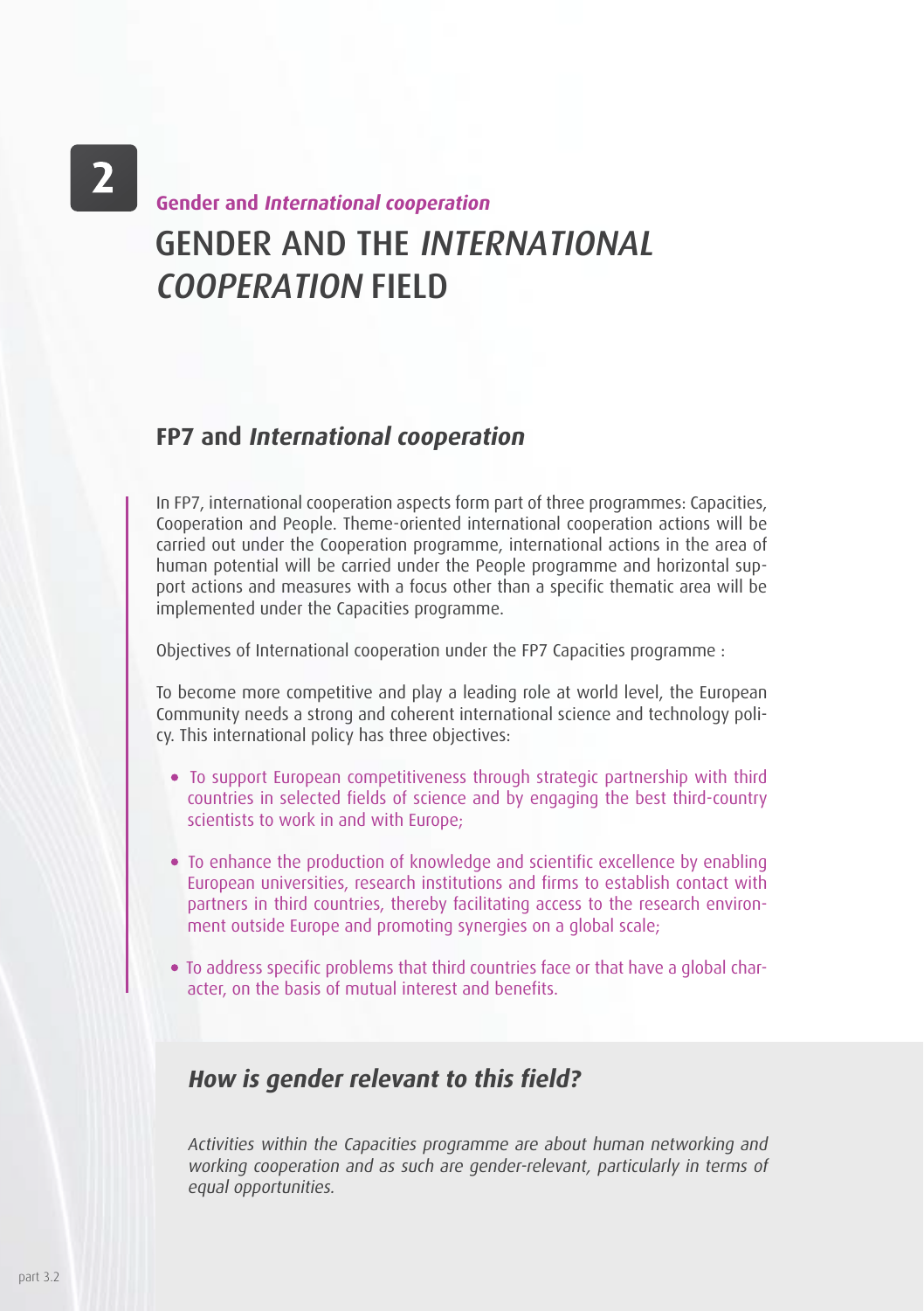2

**Gender and *International cooperation***

# GENDER AND THE *INTERNATIONAL COOPERATION* FIELD

## FP7 and *International cooperation*

In FP7, international cooperation aspects form part of three programmes: Capacities, Cooperation and People. Theme-oriented international cooperation actions will be carried out under the Cooperation programme, international actions in the area of human potential will be carried under the People programme and horizontal support actions and measures with a focus other than a specific thematic area will be implemented under the Capacities programme.

Objectives of International cooperation under the FP7 Capacities programme :

To become more competitive and play a leading role at world level, the European Community needs a strong and coherent international science and technology policy. This international policy has three objectives:

- To support European competitiveness through strategic partnership with third countries in selected fields of science and by engaging the best third-country scientists to work in and with Europe;
- To enhance the production of knowledge and scientific excellence by enabling European universities, research institutions and firms to establish contact with partners in third countries, thereby facilitating access to the research environment outside Europe and promoting synergies on a global scale;
- To address specific problems that third countries face or that have a global character, on the basis of mutual interest and benefits.

### *How is gender relevant to this field?*

*Activities within the Capacities programme are about human networking and working cooperation and as such are gender-relevant, particularly in terms of equal opportunities.*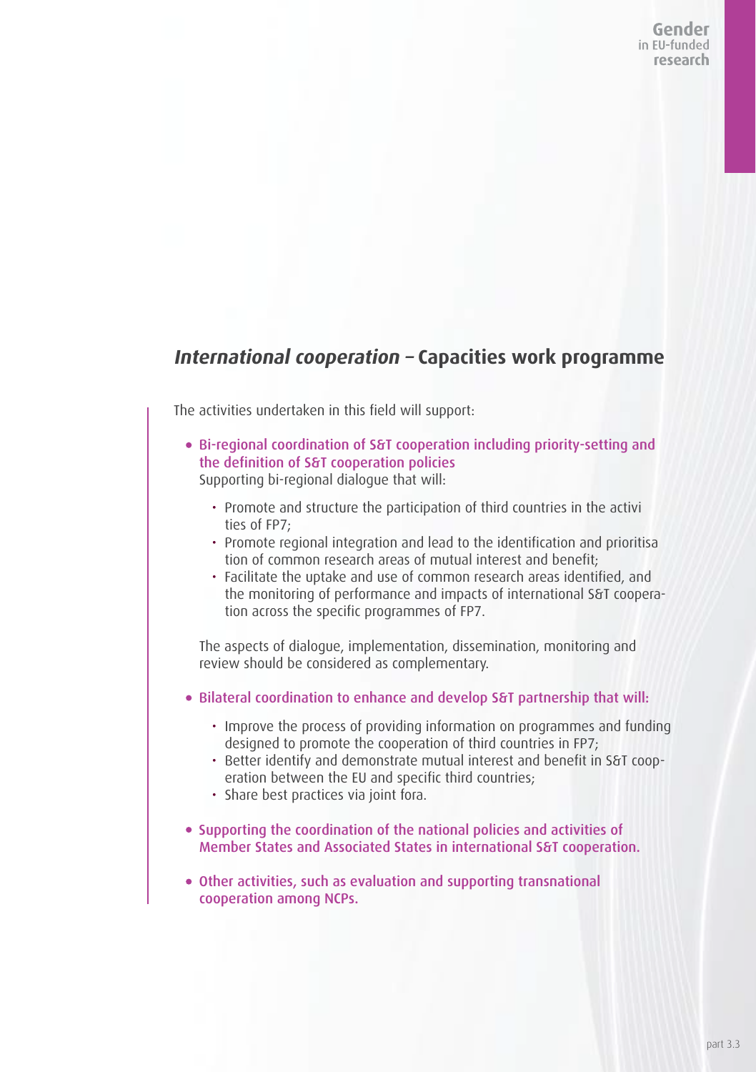## *International cooperation* – Capacities work programme

The activities undertaken in this field will support:

- **Bi-regional coordination of S&T cooperation including priority-setting and the definition of S&T cooperation policies**
  Supporting bi-regional dialogue that will:
  - Promote and structure the participation of third countries in the activities of FP7;
  - Promote regional integration and lead to the identification and prioritisation of common research areas of mutual interest and benefit;
  - Facilitate the uptake and use of common research areas identified, and the monitoring of performance and impacts of international S&T cooperation across the specific programmes of FP7.

  The aspects of dialogue, implementation, dissemination, monitoring and review should be considered as complementary.

- **Bilateral coordination to enhance and develop S&T partnership that will:**
  - Improve the process of providing information on programmes and funding designed to promote the cooperation of third countries in FP7;
  - Better identify and demonstrate mutual interest and benefit in S&T cooperation between the EU and specific third countries;
  - Share best practices via joint fora.

- **Supporting the coordination of the national policies and activities of Member States and Associated States in international S&T cooperation.**

- **Other activities, such as evaluation and supporting transnational cooperation among NCPs.**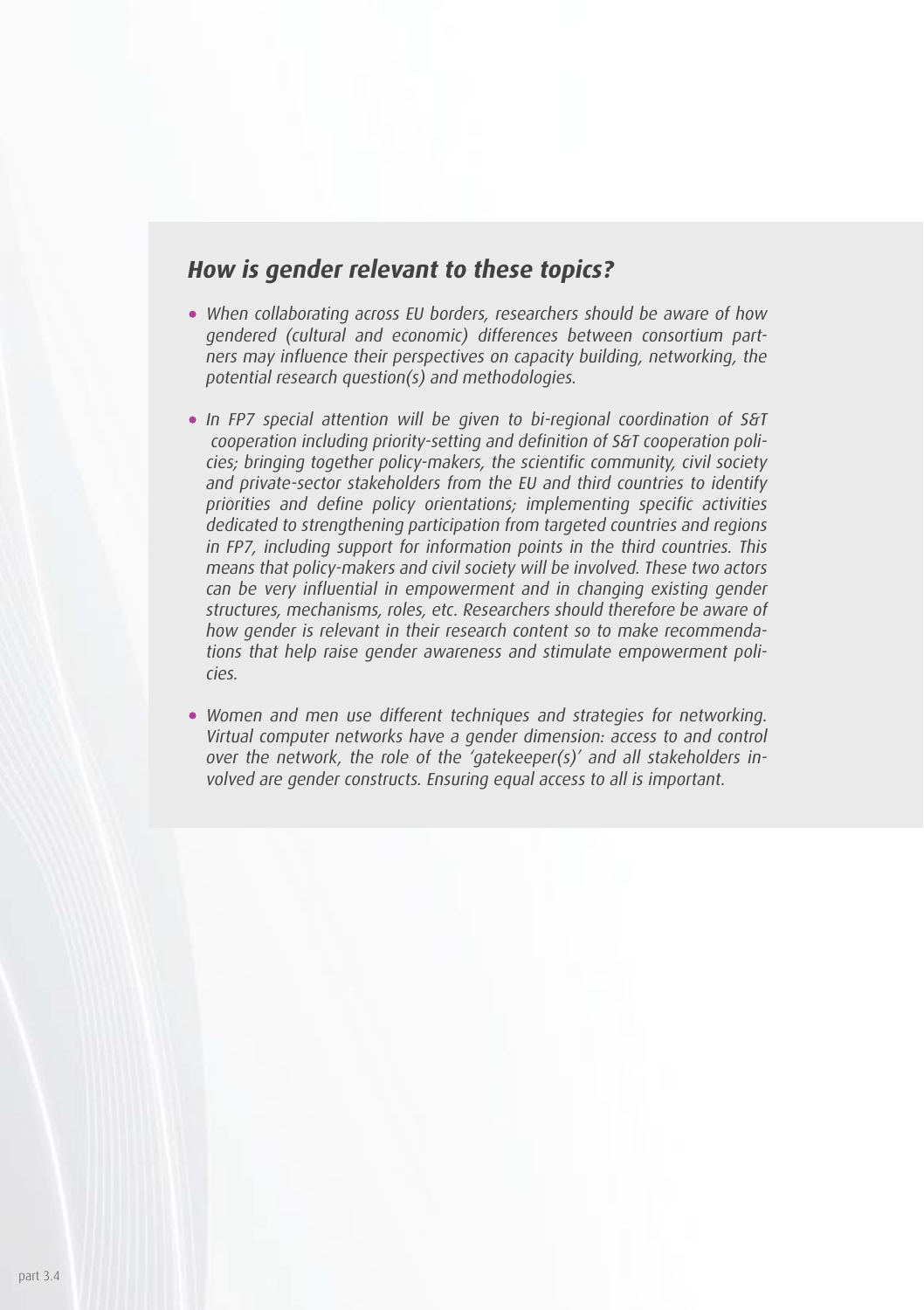## *How is gender relevant to these topics?*

- *When collaborating across EU borders, researchers should be aware of how gendered (cultural and economic) differences between consortium partners may influence their perspectives on capacity building, networking, the potential research question(s) and methodologies.*

- *In FP7 special attention will be given to bi-regional coordination of S&T cooperation including priority-setting and definition of S&T cooperation policies; bringing together policy-makers, the scientific community, civil society and private-sector stakeholders from the EU and third countries to identify priorities and define policy orientations; implementing specific activities dedicated to strengthening participation from targeted countries and regions in FP7, including support for information points in the third countries. This means that policy-makers and civil society will be involved. These two actors can be very influential in empowerment and in changing existing gender structures, mechanisms, roles, etc. Researchers should therefore be aware of how gender is relevant in their research content so to make recommendations that help raise gender awareness and stimulate empowerment policies.*

- *Women and men use different techniques and strategies for networking. Virtual computer networks have a gender dimension: access to and control over the network, the role of the 'gatekeeper(s)' and all stakeholders involved are gender constructs. Ensuring equal access to all is important.*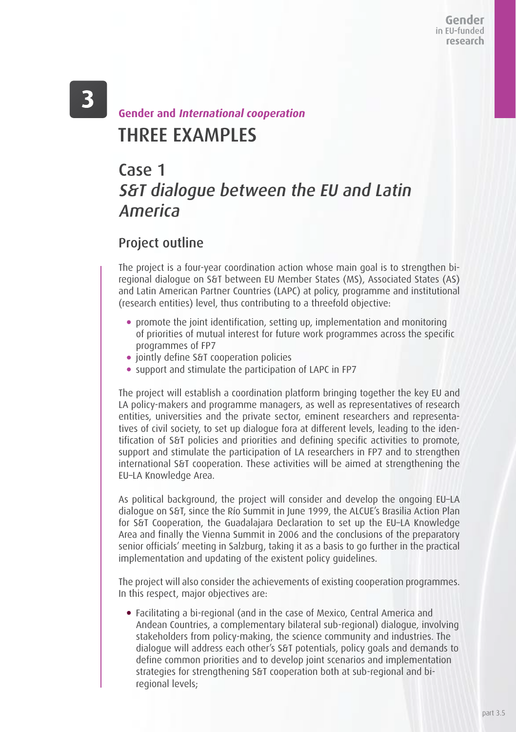# 3

**Gender and *International cooperation***

# THREE EXAMPLES

## Case 1
## *S&T dialogue between the EU and Latin America*

### Project outline

The project is a four-year coordination action whose main goal is to strengthen bi-regional dialogue on S&T between EU Member States (MS), Associated States (AS) and Latin American Partner Countries (LAPC) at policy, programme and institutional (research entities) level, thus contributing to a threefold objective:

- promote the joint identification, setting up, implementation and monitoring of priorities of mutual interest for future work programmes across the specific programmes of FP7
- jointly define S&T cooperation policies
- support and stimulate the participation of LAPC in FP7

The project will establish a coordination platform bringing together the key EU and LA policy-makers and programme managers, as well as representatives of research entities, universities and the private sector, eminent researchers and representatives of civil society, to set up dialogue fora at different levels, leading to the identification of S&T policies and priorities and defining specific activities to promote, support and stimulate the participation of LA researchers in FP7 and to strengthen international S&T cooperation. These activities will be aimed at strengthening the EU–LA Knowledge Area.

As political background, the project will consider and develop the ongoing EU–LA dialogue on S&T, since the Río Summit in June 1999, the ALCUE's Brasilia Action Plan for S&T Cooperation, the Guadalajara Declaration to set up the EU–LA Knowledge Area and finally the Vienna Summit in 2006 and the conclusions of the preparatory senior officials' meeting in Salzburg, taking it as a basis to go further in the practical implementation and updating of the existent policy guidelines.

The project will also consider the achievements of existing cooperation programmes. In this respect, major objectives are:

- Facilitating a bi-regional (and in the case of Mexico, Central America and Andean Countries, a complementary bilateral sub-regional) dialogue, involving stakeholders from policy-making, the science community and industries. The dialogue will address each other's S&T potentials, policy goals and demands to define common priorities and to develop joint scenarios and implementation strategies for strengthening S&T cooperation both at sub-regional and bi-regional levels;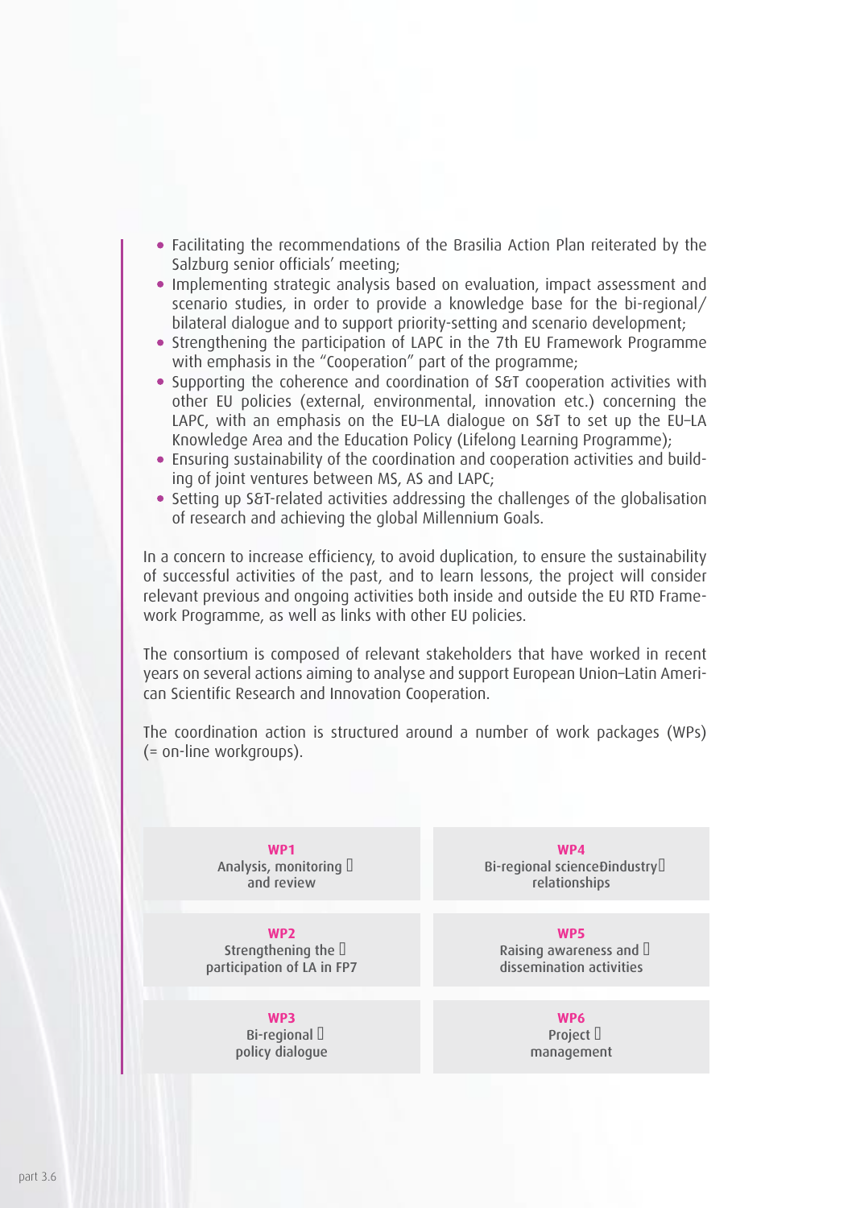- Facilitating the recommendations of the Brasilia Action Plan reiterated by the Salzburg senior officials' meeting;
- Implementing strategic analysis based on evaluation, impact assessment and scenario studies, in order to provide a knowledge base for the bi-regional/ bilateral dialogue and to support priority-setting and scenario development;
- Strengthening the participation of LAPC in the 7th EU Framework Programme with emphasis in the "Cooperation" part of the programme;
- Supporting the coherence and coordination of S&T cooperation activities with other EU policies (external, environmental, innovation etc.) concerning the LAPC, with an emphasis on the EU–LA dialogue on S&T to set up the EU–LA Knowledge Area and the Education Policy (Lifelong Learning Programme);
- Ensuring sustainability of the coordination and cooperation activities and building of joint ventures between MS, AS and LAPC;
- Setting up S&T-related activities addressing the challenges of the globalisation of research and achieving the global Millennium Goals.

In a concern to increase efficiency, to avoid duplication, to ensure the sustainability of successful activities of the past, and to learn lessons, the project will consider relevant previous and ongoing activities both inside and outside the EU RTD Framework Programme, as well as links with other EU policies.

The consortium is composed of relevant stakeholders that have worked in recent years on several actions aiming to analyse and support European Union–Latin American Scientific Research and Innovation Cooperation.

The coordination action is structured around a number of work packages (WPs) (= on-line workgroups).

| | |
|---|---|
| **WP1** Analysis, monitoring and review | **WP4** Bi-regional scienceÐindustry relationships |
| **WP2** Strengthening the participation of LA in FP7 | **WP5** Raising awareness and dissemination activities |
| **WP3** Bi-regional policy dialogue | **WP6** Project management |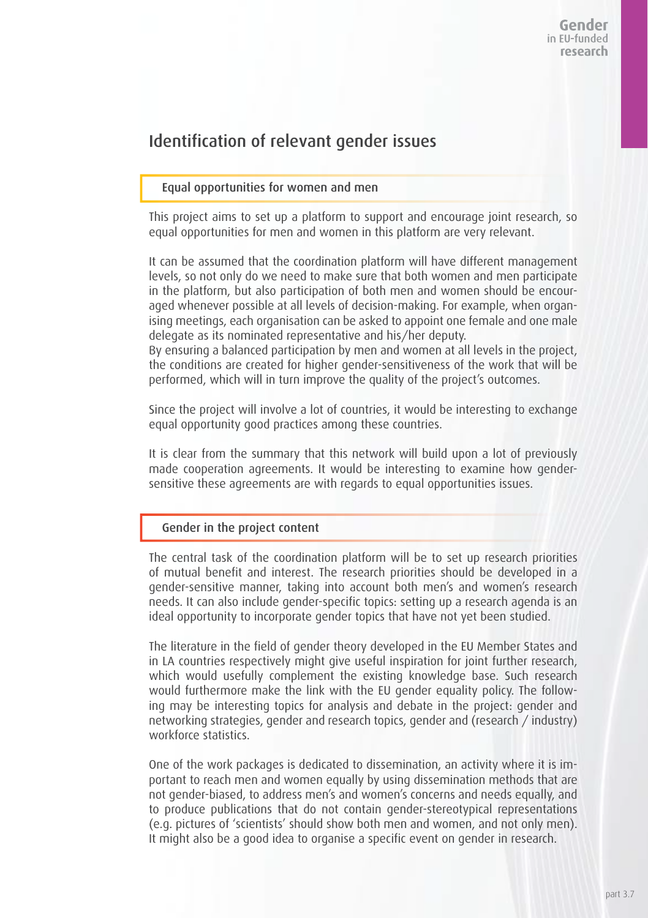## Identification of relevant gender issues

### Equal opportunities for women and men

This project aims to set up a platform to support and encourage joint research, so equal opportunities for men and women in this platform are very relevant.

It can be assumed that the coordination platform will have different management levels, so not only do we need to make sure that both women and men participate in the platform, but also participation of both men and women should be encouraged whenever possible at all levels of decision-making. For example, when organising meetings, each organisation can be asked to appoint one female and one male delegate as its nominated representative and his/her deputy.
By ensuring a balanced participation by men and women at all levels in the project, the conditions are created for higher gender-sensitiveness of the work that will be performed, which will in turn improve the quality of the project's outcomes.

Since the project will involve a lot of countries, it would be interesting to exchange equal opportunity good practices among these countries.

It is clear from the summary that this network will build upon a lot of previously made cooperation agreements. It would be interesting to examine how gender-sensitive these agreements are with regards to equal opportunities issues.

### Gender in the project content

The central task of the coordination platform will be to set up research priorities of mutual benefit and interest. The research priorities should be developed in a gender-sensitive manner, taking into account both men's and women's research needs. It can also include gender-specific topics: setting up a research agenda is an ideal opportunity to incorporate gender topics that have not yet been studied.

The literature in the field of gender theory developed in the EU Member States and in LA countries respectively might give useful inspiration for joint further research, which would usefully complement the existing knowledge base. Such research would furthermore make the link with the EU gender equality policy. The following may be interesting topics for analysis and debate in the project: gender and networking strategies, gender and research topics, gender and (research / industry) workforce statistics.

One of the work packages is dedicated to dissemination, an activity where it is important to reach men and women equally by using dissemination methods that are not gender-biased, to address men's and women's concerns and needs equally, and to produce publications that do not contain gender-stereotypical representations (e.g. pictures of 'scientists' should show both men and women, and not only men). It might also be a good idea to organise a specific event on gender in research.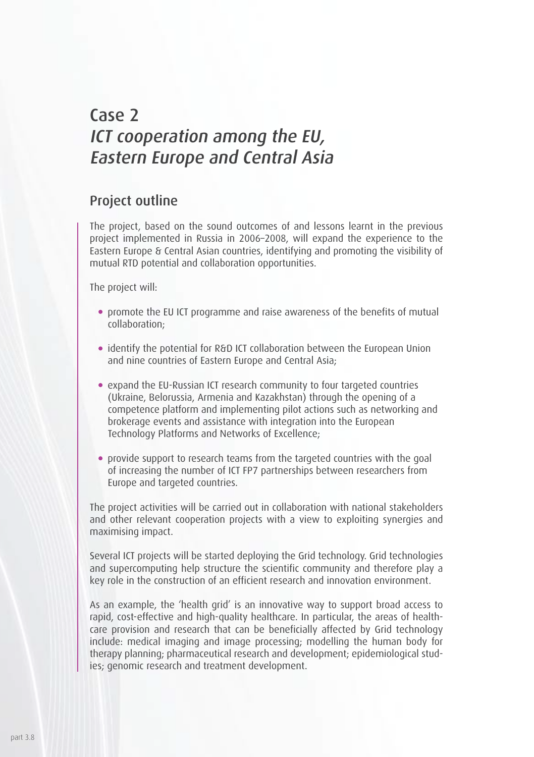# Case 2

# *ICT cooperation among the EU, Eastern Europe and Central Asia*

## Project outline

The project, based on the sound outcomes of and lessons learnt in the previous project implemented in Russia in 2006–2008, will expand the experience to the Eastern Europe & Central Asian countries, identifying and promoting the visibility of mutual RTD potential and collaboration opportunities.

The project will:

- promote the EU ICT programme and raise awareness of the benefits of mutual collaboration;
- identify the potential for R&D ICT collaboration between the European Union and nine countries of Eastern Europe and Central Asia;
- expand the EU-Russian ICT research community to four targeted countries (Ukraine, Belorussia, Armenia and Kazakhstan) through the opening of a competence platform and implementing pilot actions such as networking and brokerage events and assistance with integration into the European Technology Platforms and Networks of Excellence;
- provide support to research teams from the targeted countries with the goal of increasing the number of ICT FP7 partnerships between researchers from Europe and targeted countries.

The project activities will be carried out in collaboration with national stakeholders and other relevant cooperation projects with a view to exploiting synergies and maximising impact.

Several ICT projects will be started deploying the Grid technology. Grid technologies and supercomputing help structure the scientific community and therefore play a key role in the construction of an efficient research and innovation environment.

As an example, the 'health grid' is an innovative way to support broad access to rapid, cost-effective and high-quality healthcare. In particular, the areas of healthcare provision and research that can be beneficially affected by Grid technology include: medical imaging and image processing; modelling the human body for therapy planning; pharmaceutical research and development; epidemiological studies; genomic research and treatment development.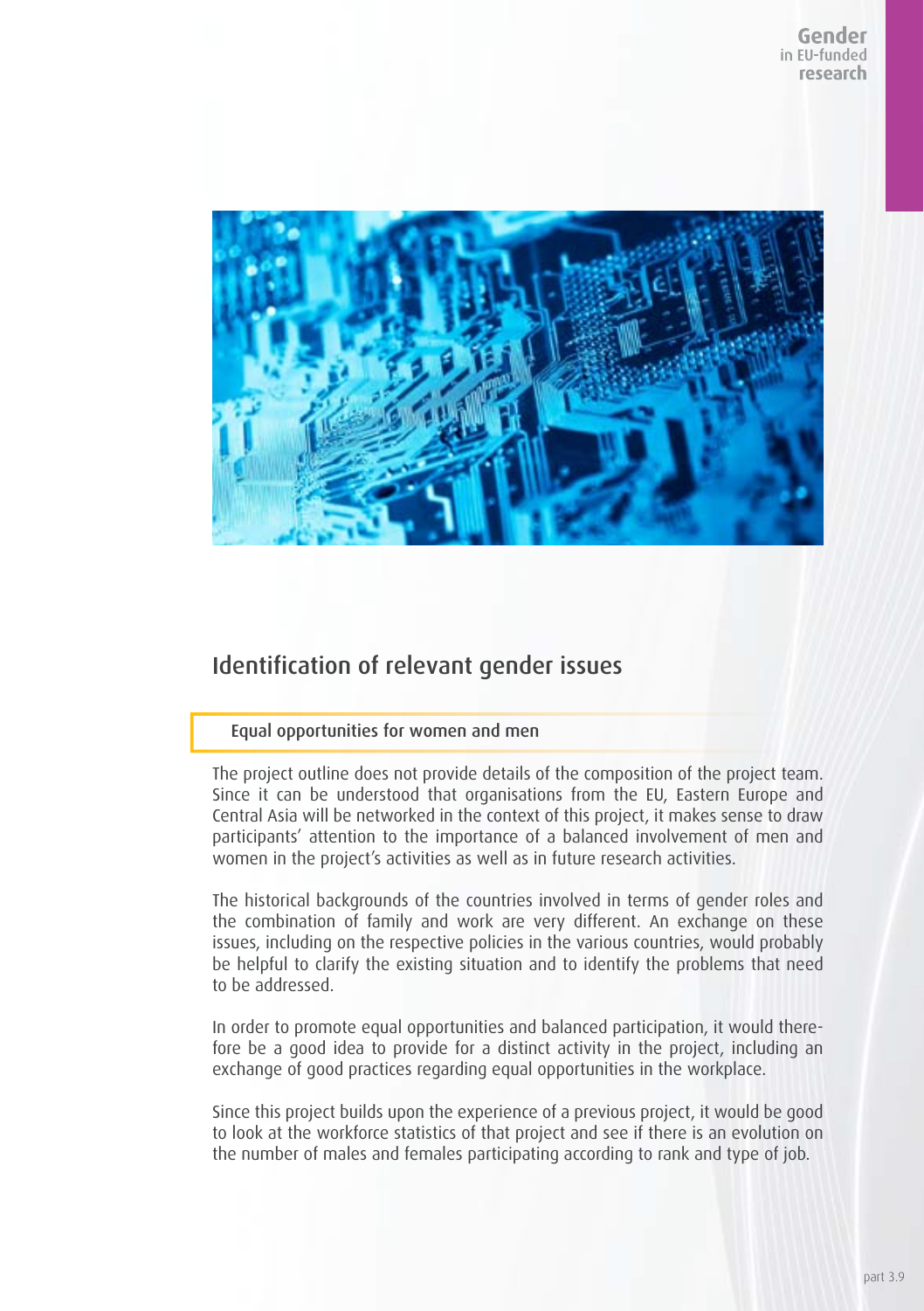## Identification of relevant gender issues

### Equal opportunities for women and men

The project outline does not provide details of the composition of the project team. Since it can be understood that organisations from the EU, Eastern Europe and Central Asia will be networked in the context of this project, it makes sense to draw participants' attention to the importance of a balanced involvement of men and women in the project's activities as well as in future research activities.

The historical backgrounds of the countries involved in terms of gender roles and the combination of family and work are very different. An exchange on these issues, including on the respective policies in the various countries, would probably be helpful to clarify the existing situation and to identify the problems that need to be addressed.

In order to promote equal opportunities and balanced participation, it would therefore be a good idea to provide for a distinct activity in the project, including an exchange of good practices regarding equal opportunities in the workplace.

Since this project builds upon the experience of a previous project, it would be good to look at the workforce statistics of that project and see if there is an evolution on the number of males and females participating according to rank and type of job.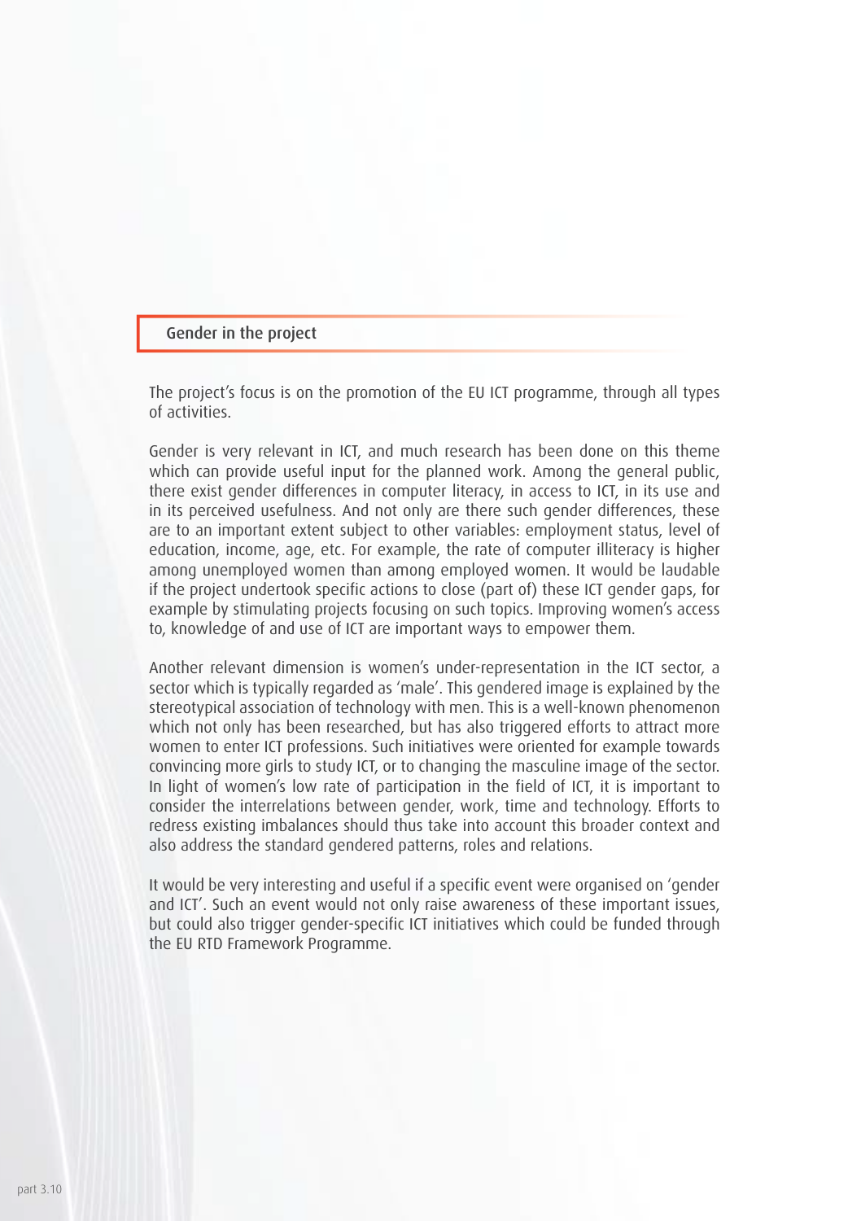## Gender in the project

The project's focus is on the promotion of the EU ICT programme, through all types of activities.

Gender is very relevant in ICT, and much research has been done on this theme which can provide useful input for the planned work. Among the general public, there exist gender differences in computer literacy, in access to ICT, in its use and in its perceived usefulness. And not only are there such gender differences, these are to an important extent subject to other variables: employment status, level of education, income, age, etc. For example, the rate of computer illiteracy is higher among unemployed women than among employed women. It would be laudable if the project undertook specific actions to close (part of) these ICT gender gaps, for example by stimulating projects focusing on such topics. Improving women's access to, knowledge of and use of ICT are important ways to empower them.

Another relevant dimension is women's under-representation in the ICT sector, a sector which is typically regarded as 'male'. This gendered image is explained by the stereotypical association of technology with men. This is a well-known phenomenon which not only has been researched, but has also triggered efforts to attract more women to enter ICT professions. Such initiatives were oriented for example towards convincing more girls to study ICT, or to changing the masculine image of the sector. In light of women's low rate of participation in the field of ICT, it is important to consider the interrelations between gender, work, time and technology. Efforts to redress existing imbalances should thus take into account this broader context and also address the standard gendered patterns, roles and relations.

It would be very interesting and useful if a specific event were organised on 'gender and ICT'. Such an event would not only raise awareness of these important issues, but could also trigger gender-specific ICT initiatives which could be funded through the EU RTD Framework Programme.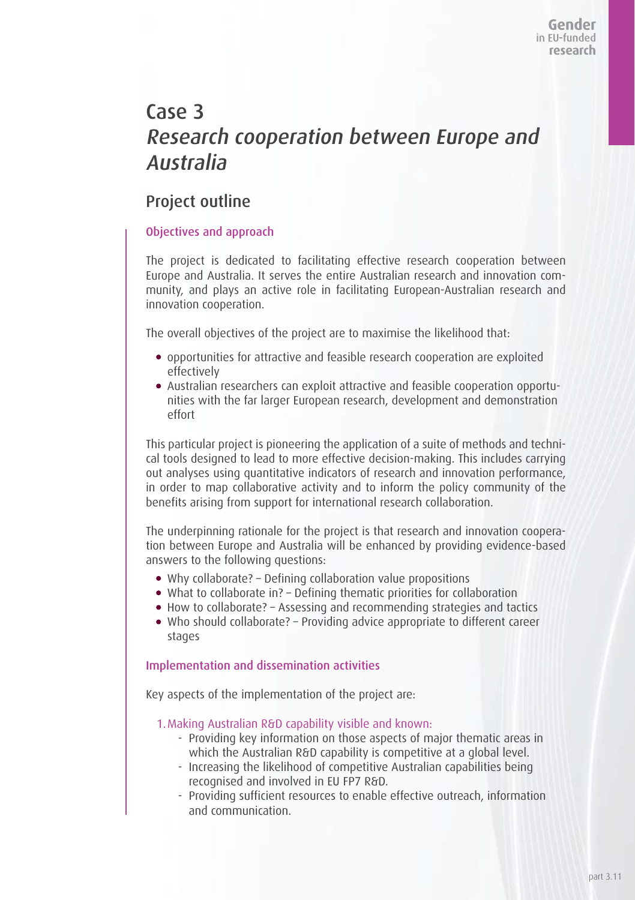# Case 3
## *Research cooperation between Europe and Australia*

## Project outline

### Objectives and approach

The project is dedicated to facilitating effective research cooperation between Europe and Australia. It serves the entire Australian research and innovation community, and plays an active role in facilitating European-Australian research and innovation cooperation.

The overall objectives of the project are to maximise the likelihood that:

- opportunities for attractive and feasible research cooperation are exploited effectively
- Australian researchers can exploit attractive and feasible cooperation opportunities with the far larger European research, development and demonstration effort

This particular project is pioneering the application of a suite of methods and technical tools designed to lead to more effective decision-making. This includes carrying out analyses using quantitative indicators of research and innovation performance, in order to map collaborative activity and to inform the policy community of the benefits arising from support for international research collaboration.

The underpinning rationale for the project is that research and innovation cooperation between Europe and Australia will be enhanced by providing evidence-based answers to the following questions:

- Why collaborate? – Defining collaboration value propositions
- What to collaborate in? – Defining thematic priorities for collaboration
- How to collaborate? – Assessing and recommending strategies and tactics
- Who should collaborate? – Providing advice appropriate to different career stages

### Implementation and dissemination activities

Key aspects of the implementation of the project are:

1. Making Australian R&D capability visible and known:
    - Providing key information on those aspects of major thematic areas in which the Australian R&D capability is competitive at a global level.
    - Increasing the likelihood of competitive Australian capabilities being recognised and involved in EU FP7 R&D.
    - Providing sufficient resources to enable effective outreach, information and communication.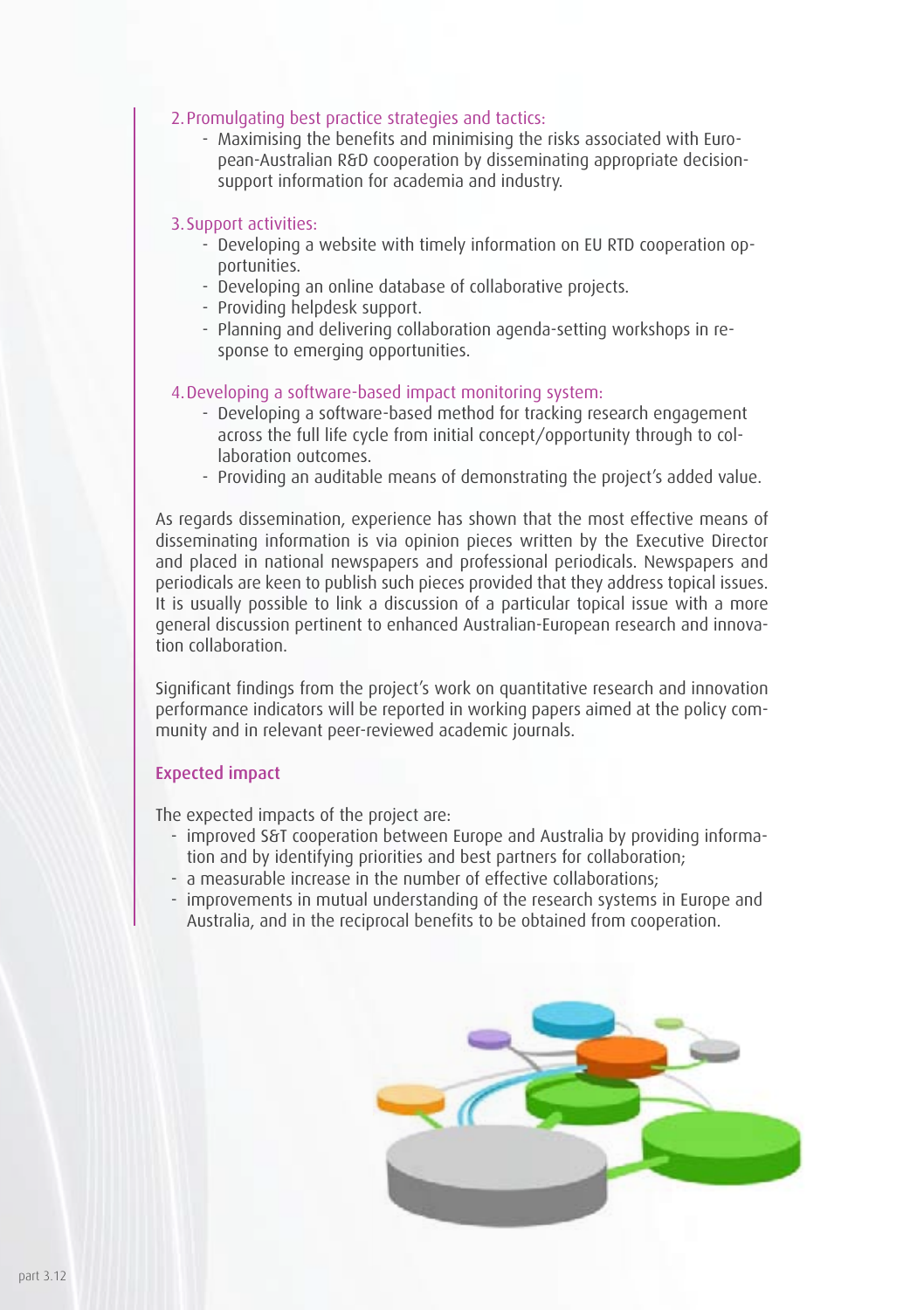2. Promulgating best practice strategies and tactics:
   - Maximising the benefits and minimising the risks associated with European-Australian R&D cooperation by disseminating appropriate decision-support information for academia and industry.

3. Support activities:
   - Developing a website with timely information on EU RTD cooperation opportunities.
   - Developing an online database of collaborative projects.
   - Providing helpdesk support.
   - Planning and delivering collaboration agenda-setting workshops in response to emerging opportunities.

4. Developing a software-based impact monitoring system:
   - Developing a software-based method for tracking research engagement across the full life cycle from initial concept/opportunity through to collaboration outcomes.
   - Providing an auditable means of demonstrating the project's added value.

As regards dissemination, experience has shown that the most effective means of disseminating information is via opinion pieces written by the Executive Director and placed in national newspapers and professional periodicals. Newspapers and periodicals are keen to publish such pieces provided that they address topical issues. It is usually possible to link a discussion of a particular topical issue with a more general discussion pertinent to enhanced Australian-European research and innovation collaboration.

Significant findings from the project's work on quantitative research and innovation performance indicators will be reported in working papers aimed at the policy community and in relevant peer-reviewed academic journals.

## Expected impact

The expected impacts of the project are:

- improved S&T cooperation between Europe and Australia by providing information and by identifying priorities and best partners for collaboration;
- a measurable increase in the number of effective collaborations;
- improvements in mutual understanding of the research systems in Europe and Australia, and in the reciprocal benefits to be obtained from cooperation.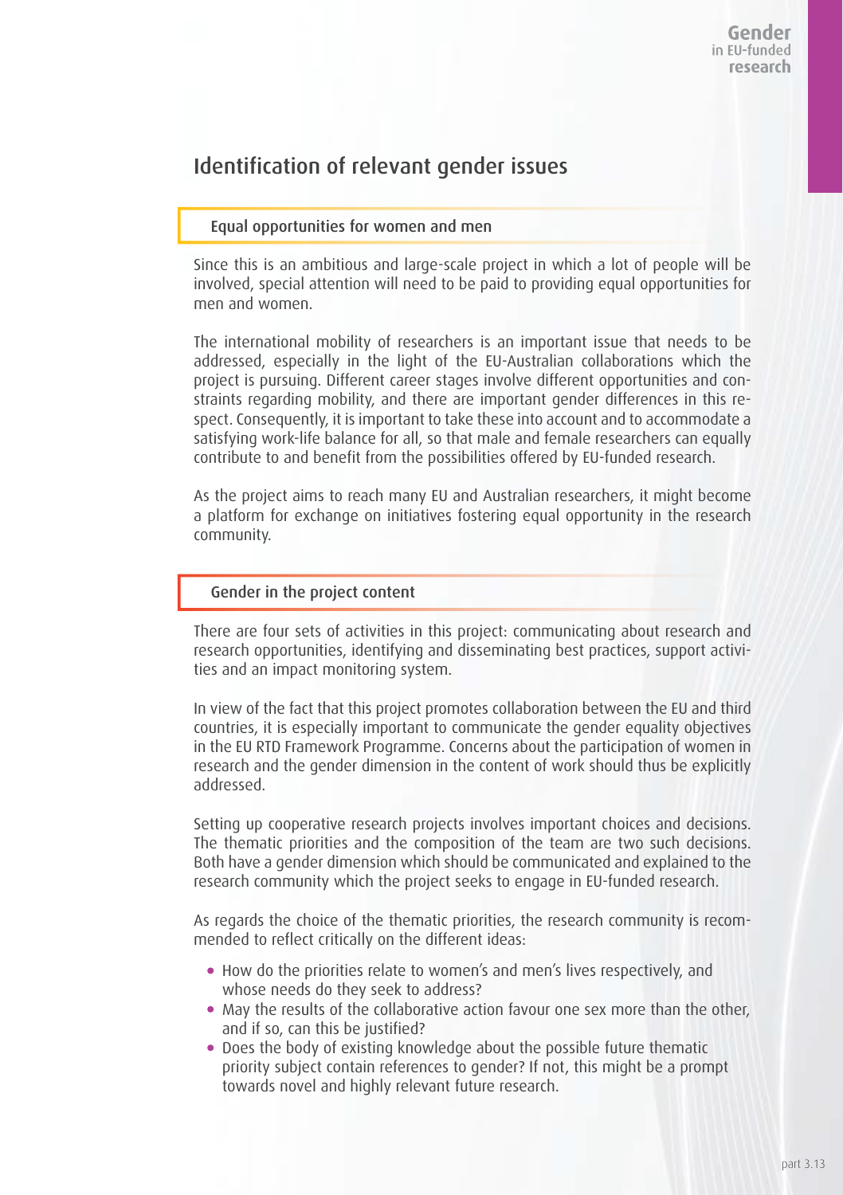# Identification of relevant gender issues

## Equal opportunities for women and men

Since this is an ambitious and large-scale project in which a lot of people will be involved, special attention will need to be paid to providing equal opportunities for men and women.

The international mobility of researchers is an important issue that needs to be addressed, especially in the light of the EU-Australian collaborations which the project is pursuing. Different career stages involve different opportunities and constraints regarding mobility, and there are important gender differences in this respect. Consequently, it is important to take these into account and to accommodate a satisfying work-life balance for all, so that male and female researchers can equally contribute to and benefit from the possibilities offered by EU-funded research.

As the project aims to reach many EU and Australian researchers, it might become a platform for exchange on initiatives fostering equal opportunity in the research community.

## Gender in the project content

There are four sets of activities in this project: communicating about research and research opportunities, identifying and disseminating best practices, support activities and an impact monitoring system.

In view of the fact that this project promotes collaboration between the EU and third countries, it is especially important to communicate the gender equality objectives in the EU RTD Framework Programme. Concerns about the participation of women in research and the gender dimension in the content of work should thus be explicitly addressed.

Setting up cooperative research projects involves important choices and decisions. The thematic priorities and the composition of the team are two such decisions. Both have a gender dimension which should be communicated and explained to the research community which the project seeks to engage in EU-funded research.

As regards the choice of the thematic priorities, the research community is recommended to reflect critically on the different ideas:

- How do the priorities relate to women's and men's lives respectively, and whose needs do they seek to address?
- May the results of the collaborative action favour one sex more than the other, and if so, can this be justified?
- Does the body of existing knowledge about the possible future thematic priority subject contain references to gender? If not, this might be a prompt towards novel and highly relevant future research.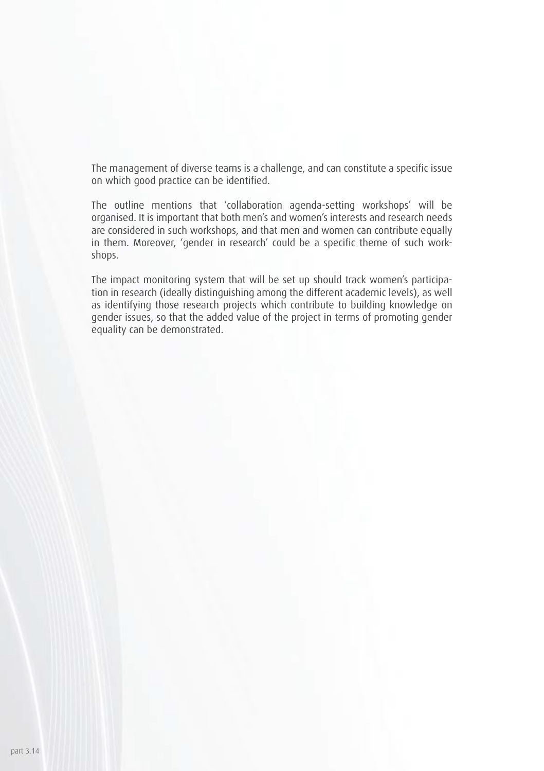The management of diverse teams is a challenge, and can constitute a specific issue on which good practice can be identified.

The outline mentions that 'collaboration agenda-setting workshops' will be organised. It is important that both men's and women's interests and research needs are considered in such workshops, and that men and women can contribute equally in them. Moreover, 'gender in research' could be a specific theme of such workshops.

The impact monitoring system that will be set up should track women's participation in research (ideally distinguishing among the different academic levels), as well as identifying those research projects which contribute to building knowledge on gender issues, so that the added value of the project in terms of promoting gender equality can be demonstrated.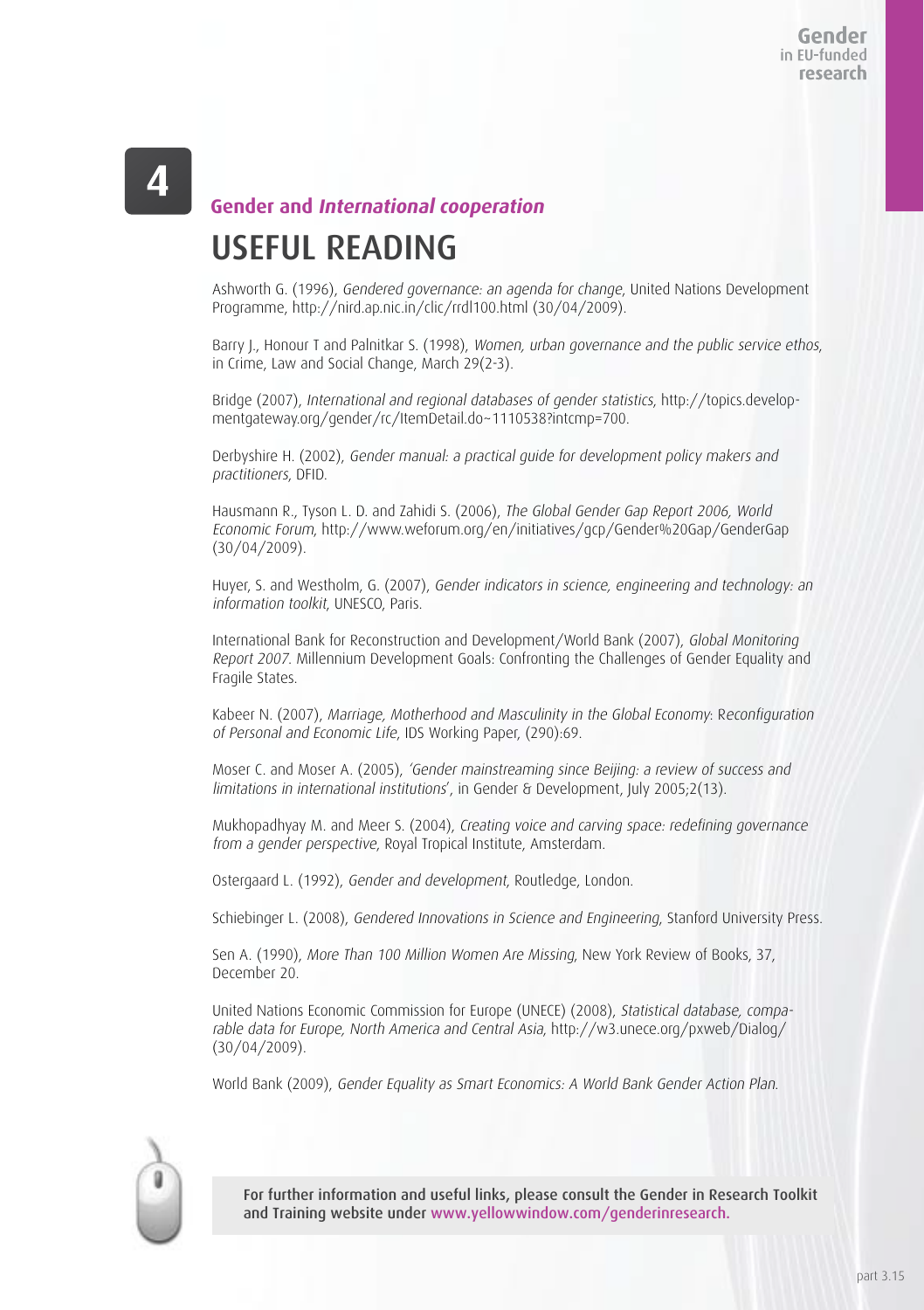## 4 Gender and *International cooperation*

# USEFUL READING

Ashworth G. (1996), *Gendered governance: an agenda for change*, United Nations Development Programme, http://nird.ap.nic.in/clic/rrdl100.html (30/04/2009).

Barry J., Honour T and Palnitkar S. (1998), *Women, urban governance and the public service ethos*, in Crime, Law and Social Change, March 29(2-3).

Bridge (2007), *International and regional databases of gender statistics*, http://topics.developmentgateway.org/gender/rc/ItemDetail.do~1110538?intcmp=700.

Derbyshire H. (2002), *Gender manual: a practical guide for development policy makers and practitioners*, DFID.

Hausmann R., Tyson L. D. and Zahidi S. (2006), *The Global Gender Gap Report 2006, World Economic Forum*, http://www.weforum.org/en/initiatives/gcp/Gender%20Gap/GenderGap (30/04/2009).

Huyer, S. and Westholm, G. (2007), *Gender indicators in science, engineering and technology: an information toolkit*, UNESCO, Paris.

International Bank for Reconstruction and Development/World Bank (2007), *Global Monitoring Report 2007*. Millennium Development Goals: Confronting the Challenges of Gender Equality and Fragile States.

Kabeer N. (2007), *Marriage, Motherhood and Masculinity in the Global Economy*: *Reconfiguration of Personal and Economic Life*, IDS Working Paper, (290):69.

Moser C. and Moser A. (2005), *'Gender mainstreaming since Beijing: a review of success and limitations in international institutions'*, in Gender & Development, July 2005;2(13).

Mukhopadhyay M. and Meer S. (2004), *Creating voice and carving space: redefining governance from a gender perspective*, Royal Tropical Institute, Amsterdam.

Ostergaard L. (1992), *Gender and development*, Routledge, London.

Schiebinger L. (2008), *Gendered Innovations in Science and Engineering*, Stanford University Press.

Sen A. (1990), *More Than 100 Million Women Are Missing*, New York Review of Books, 37, December 20.

United Nations Economic Commission for Europe (UNECE) (2008), *Statistical database, comparable data for Europe, North America and Central Asia*, http://w3.unece.org/pxweb/Dialog/ (30/04/2009).

World Bank (2009), *Gender Equality as Smart Economics: A World Bank Gender Action Plan*.

For further information and useful links, please consult the Gender in Research Toolkit and Training website under www.yellowwindow.com/genderinresearch.